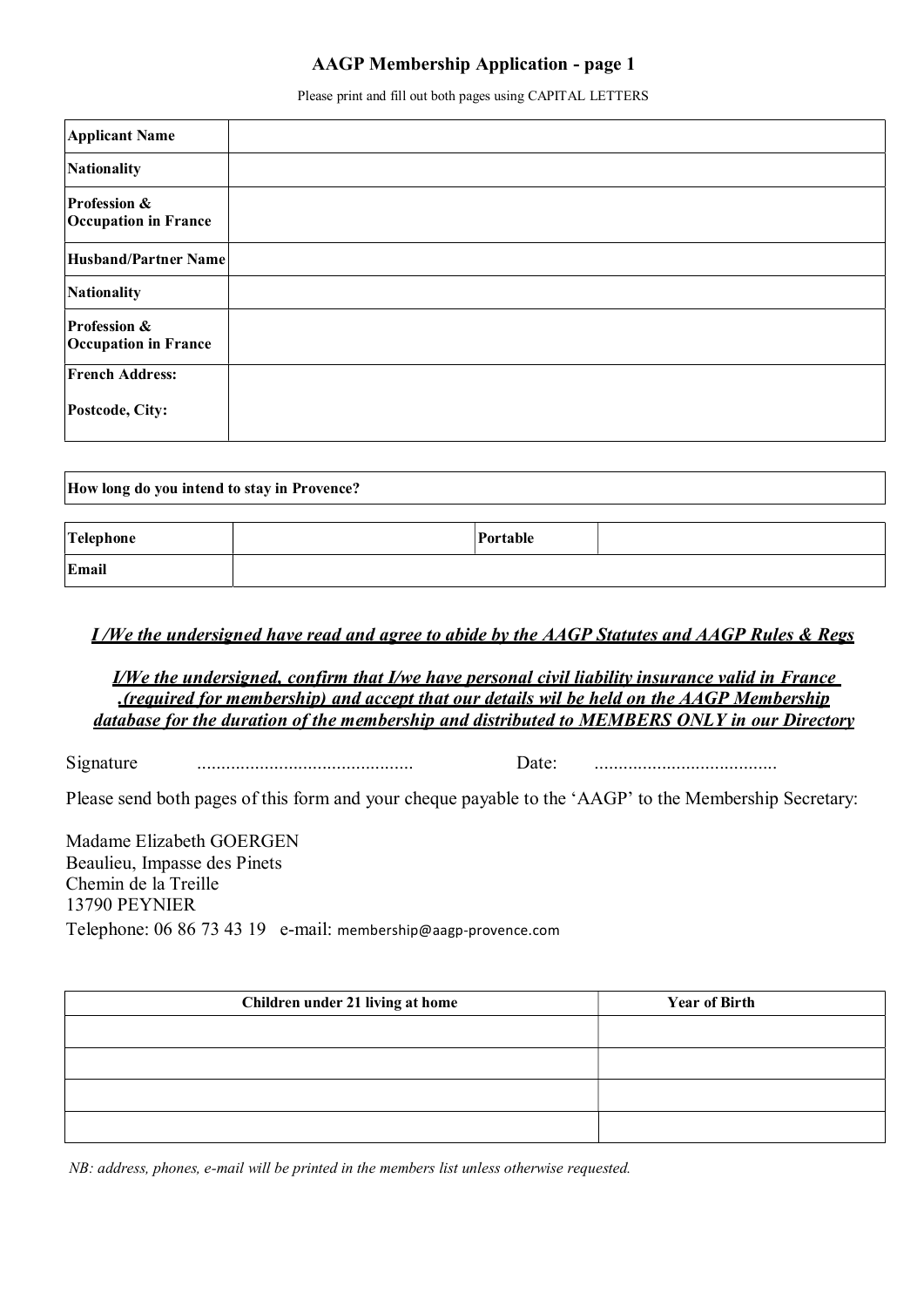# AAGP Membership Application - page 1

Please print and fill out both pages using CAPITAL LETTERS

| | |
|---|---|
| **Applicant Name** | |
| **Nationality** | |
| **Profession & Occupation in France** | |
| **Husband/Partner Name** | |
| **Nationality** | |
| **Profession & Occupation in France** | |
| **French Address:**<br><br>**Postcode, City:** | |

| |
|---|
| **How long do you intend to stay in Provence?** |

| | | | |
|---|---|---|---|
| **Telephone** | | **Portable** | |
| **Email** | | | |

***I /We the undersigned have read and agree to abide by the AAGP Statutes and AAGP Rules & Regs***

***I/We the undersigned, confirm that I/we have personal civil liability insurance valid in France .(required for membership) and accept that our details wil be held on the AAGP Membership database for the duration of the membership and distributed to MEMBERS ONLY in our Directory***

Signature ............................................ Date: ......................................

Please send both pages of this form and your cheque payable to the 'AAGP' to the Membership Secretary:

Madame Elizabeth GOERGEN
Beaulieu, Impasse des Pinets
Chemin de la Treille
13790 PEYNIER
Telephone: 06 86 73 43 19 e-mail: membership@aagp-provence.com

| Children under 21 living at home | Year of Birth |
|---|---|
| | |
| | |
| | |
| | |

*NB: address, phones, e-mail will be printed in the members list unless otherwise requested.*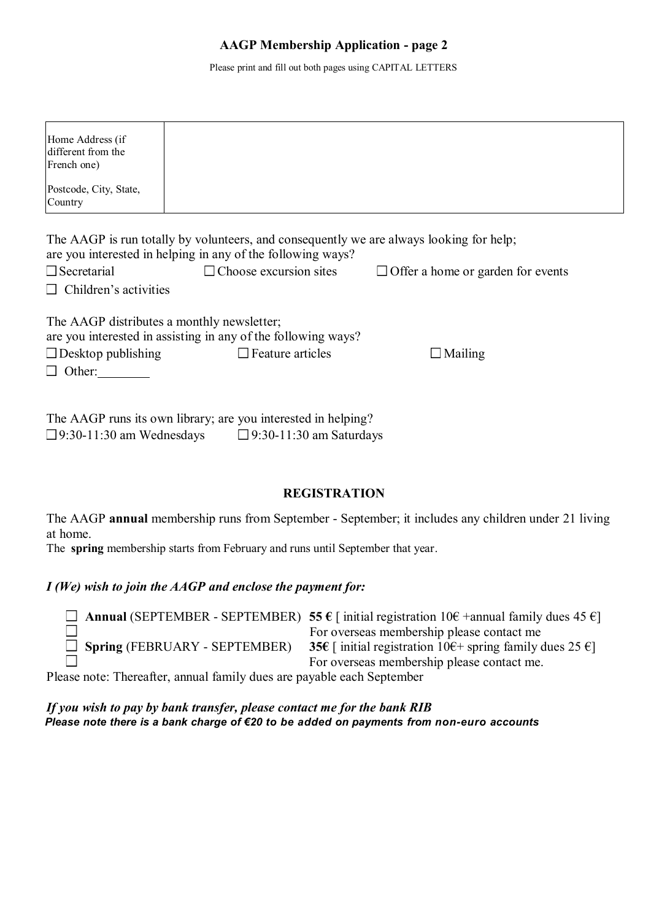## AAGP Membership Application - page 2

Please print and fill out both pages using CAPITAL LETTERS

| | |
|---|---|
| Home Address (if different from the French one)<br><br>Postcode, City, State, Country | |

The AAGP is run totally by volunteers, and consequently we are always looking for help; are you interested in helping in any of the following ways?

☐ Secretarial ☐ Choose excursion sites ☐ Offer a home or garden for events

☐ Children's activities

The AAGP distributes a monthly newsletter; are you interested in assisting in any of the following ways?

☐ Desktop publishing ☐ Feature articles ☐ Mailing

☐ Other:________

The AAGP runs its own library; are you interested in helping?

☐ 9:30-11:30 am Wednesdays ☐ 9:30-11:30 am Saturdays

### REGISTRATION

The AAGP **annual** membership runs from September - September; it includes any children under 21 living at home.

The **spring** membership starts from February and runs until September that year.

***I (We) wish to join the AAGP and enclose the payment for:***

☐ **Annual** (SEPTEMBER - SEPTEMBER) **55 €** [ initial registration 10€ +annual family dues 45 €]
☐ For overseas membership please contact me
☐ **Spring** (FEBRUARY - SEPTEMBER) **35€** [ initial registration 10€+ spring family dues 25 €]
☐ For overseas membership please contact me.

Please note: Thereafter, annual family dues are payable each September

***If you wish to pay by bank transfer, please contact me for the bank RIB***
***Please note there is a bank charge of €20 to be added on payments from non-euro accounts***